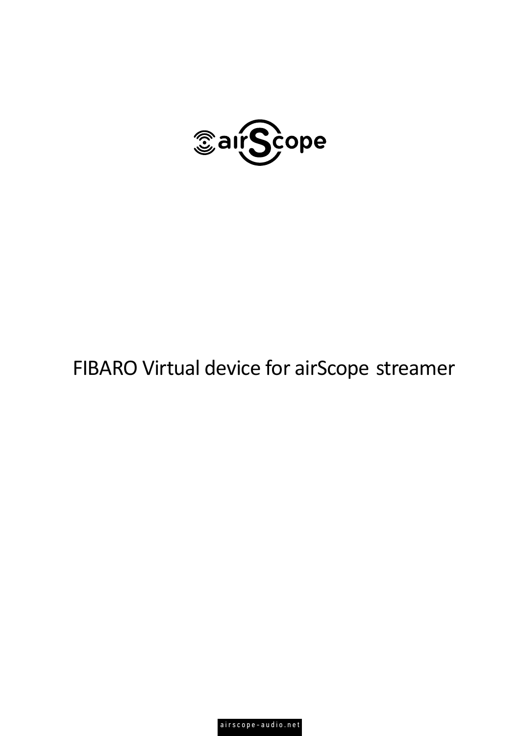airScope

# FIBARO Virtual device for airScope streamer

airscope-audio.net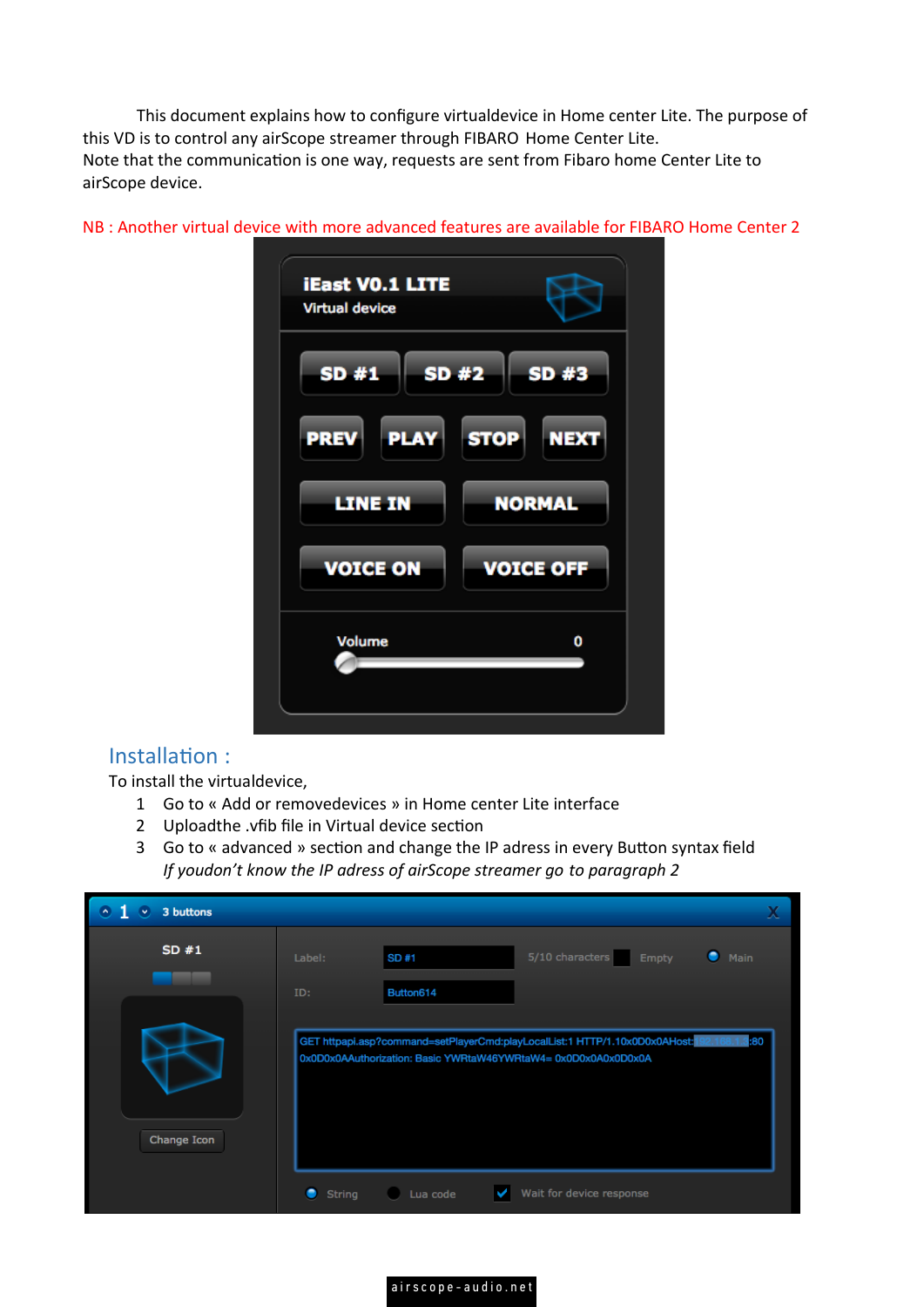This document explains how to configure virtualdevice in Home center Lite. The purpose of this VD is to control any airScope streamer through FIBARO Home Center Lite.
Note that the communication is one way, requests are sent from Fibaro home Center Lite to airScope device.

NB : Another virtual device with more advanced features are available for FIBARO Home Center 2

## Installation :

To install the virtualdevice,

1. Go to « Add or removedevices » in Home center Lite interface
2. Uploadthe .vfib file in Virtual device section
3. Go to « advanced » section and change the IP adress in every Button syntax field
   *If youdon't know the IP adress of airScope streamer go to paragraph 2*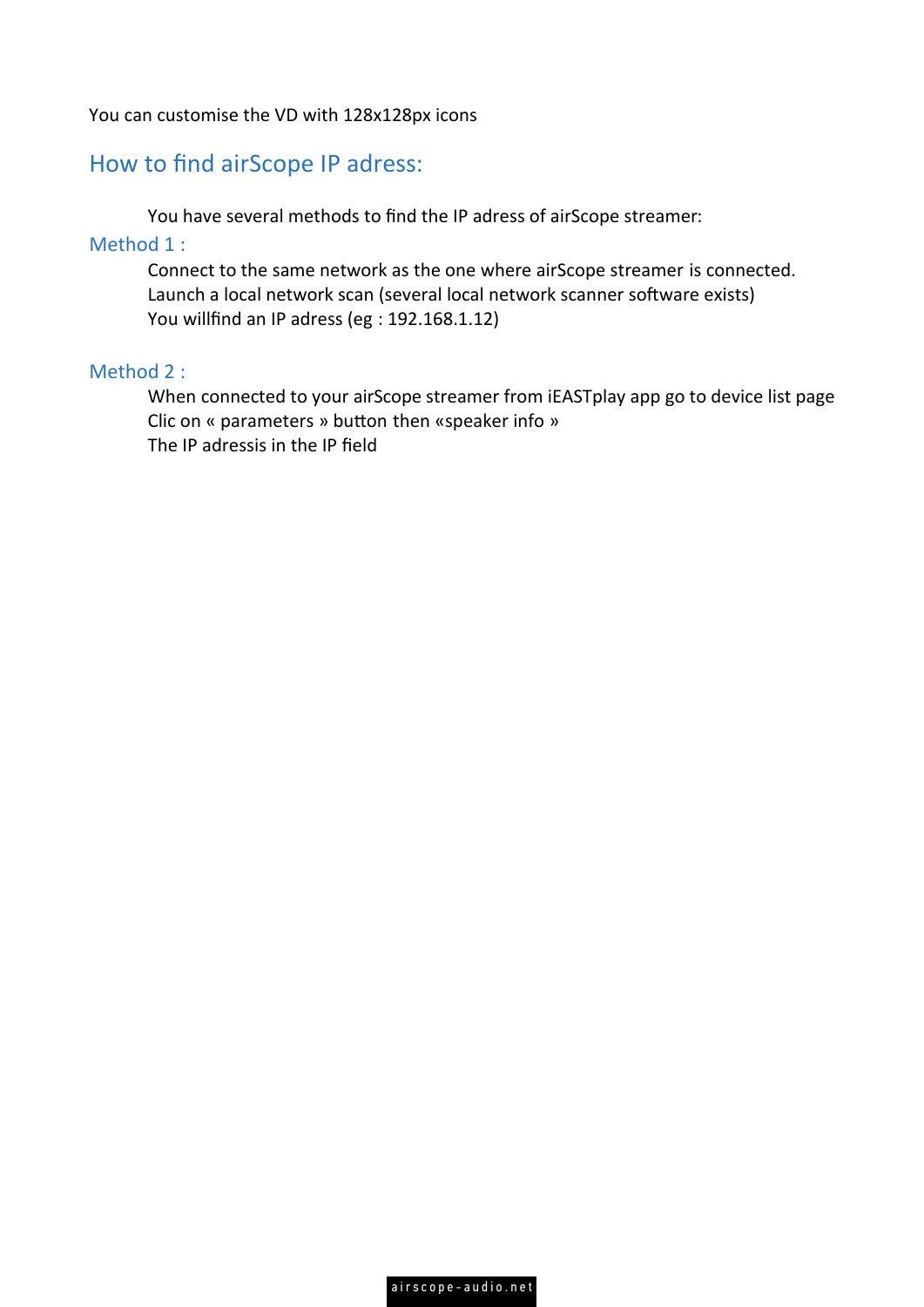You can customise the VD with 128x128px icons

## How to find airScope IP adress:

You have several methods to find the IP adress of airScope streamer:

### Method 1 :

Connect to the same network as the one where airScope streamer is connected.
Launch a local network scan (several local network scanner software exists)
You willfind an IP adress (eg : 192.168.1.12)

### Method 2 :

When connected to your airScope streamer from iEASTplay app go to device list page
Clic on « parameters » button then «speaker info »
The IP adressis in the IP field